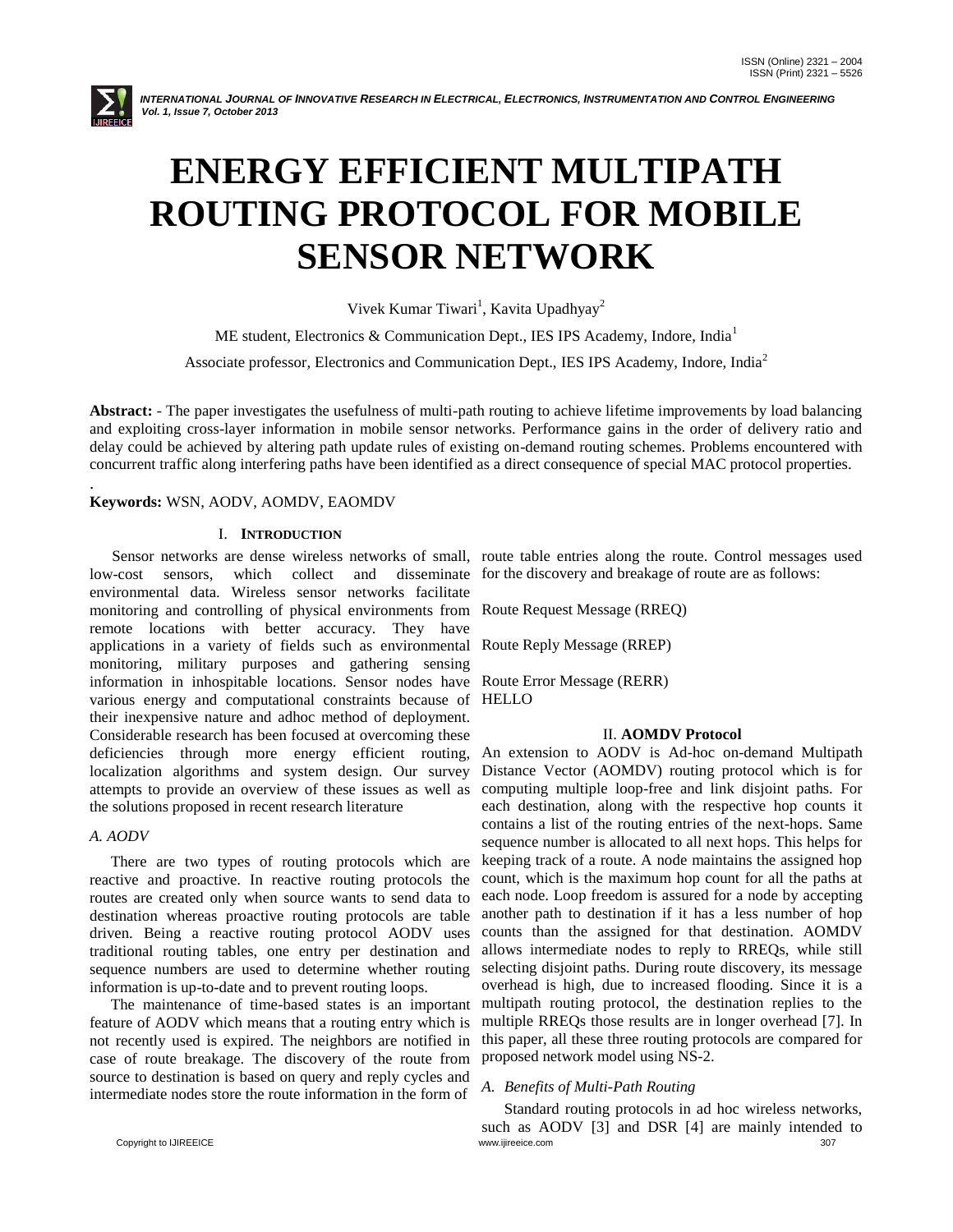# ENERGY EFFICIENT MULTIPATH ROUTING PROTOCOL FOR MOBILE SENSOR NETWORK

Vivek Kumar Tiwari[1], Kavita Upadhyay[2]

ME student, Electronics & Communication Dept., IES IPS Academy, Indore, India[1]

Associate professor, Electronics and Communication Dept., IES IPS Academy, Indore, India[2]

**Abstract:** - The paper investigates the usefulness of multi-path routing to achieve lifetime improvements by load balancing and exploiting cross-layer information in mobile sensor networks. Performance gains in the order of delivery ratio and delay could be achieved by altering path update rules of existing on-demand routing schemes. Problems encountered with concurrent traffic along interfering paths have been identified as a direct consequence of special MAC protocol properties.

.

**Keywords:** WSN, AODV, AOMDV, EAOMDV

## I. INTRODUCTION

Sensor networks are dense wireless networks of small, low-cost sensors, which collect and disseminate environmental data. Wireless sensor networks facilitate monitoring and controlling of physical environments from remote locations with better accuracy. They have applications in a variety of fields such as environmental monitoring, military purposes and gathering sensing information in inhospitable locations. Sensor nodes have various energy and computational constraints because of their inexpensive nature and adhoc method of deployment. Considerable research has been focused at overcoming these deficiencies through more energy efficient routing, localization algorithms and system design. Our survey attempts to provide an overview of these issues as well as the solutions proposed in recent research literature

### *A. AODV*

There are two types of routing protocols which are reactive and proactive. In reactive routing protocols the routes are created only when source wants to send data to destination whereas proactive routing protocols are table driven. Being a reactive routing protocol AODV uses traditional routing tables, one entry per destination and sequence numbers are used to determine whether routing information is up-to-date and to prevent routing loops.

The maintenance of time-based states is an important feature of AODV which means that a routing entry which is not recently used is expired. The neighbors are notified in case of route breakage. The discovery of the route from source to destination is based on query and reply cycles and intermediate nodes store the route information in the form of route table entries along the route. Control messages used for the discovery and breakage of route are as follows:

Route Request Message (RREQ)

Route Reply Message (RREP)

Route Error Message (RERR)
HELLO

## II. AOMDV Protocol

An extension to AODV is Ad-hoc on-demand Multipath Distance Vector (AOMDV) routing protocol which is for computing multiple loop-free and link disjoint paths. For each destination, along with the respective hop counts it contains a list of the routing entries of the next-hops. Same sequence number is allocated to all next hops. This helps for keeping track of a route. A node maintains the assigned hop count, which is the maximum hop count for all the paths at each node. Loop freedom is assured for a node by accepting another path to destination if it has a less number of hop counts than the assigned for that destination. AOMDV allows intermediate nodes to reply to RREQs, while still selecting disjoint paths. During route discovery, its message overhead is high, due to increased flooding. Since it is a multipath routing protocol, the destination replies to the multiple RREQs those results are in longer overhead [7]. In this paper, all these three routing protocols are compared for proposed network model using NS-2.

### *A. Benefits of Multi-Path Routing*

Standard routing protocols in ad hoc wireless networks, such as AODV [3] and DSR [4] are mainly intended to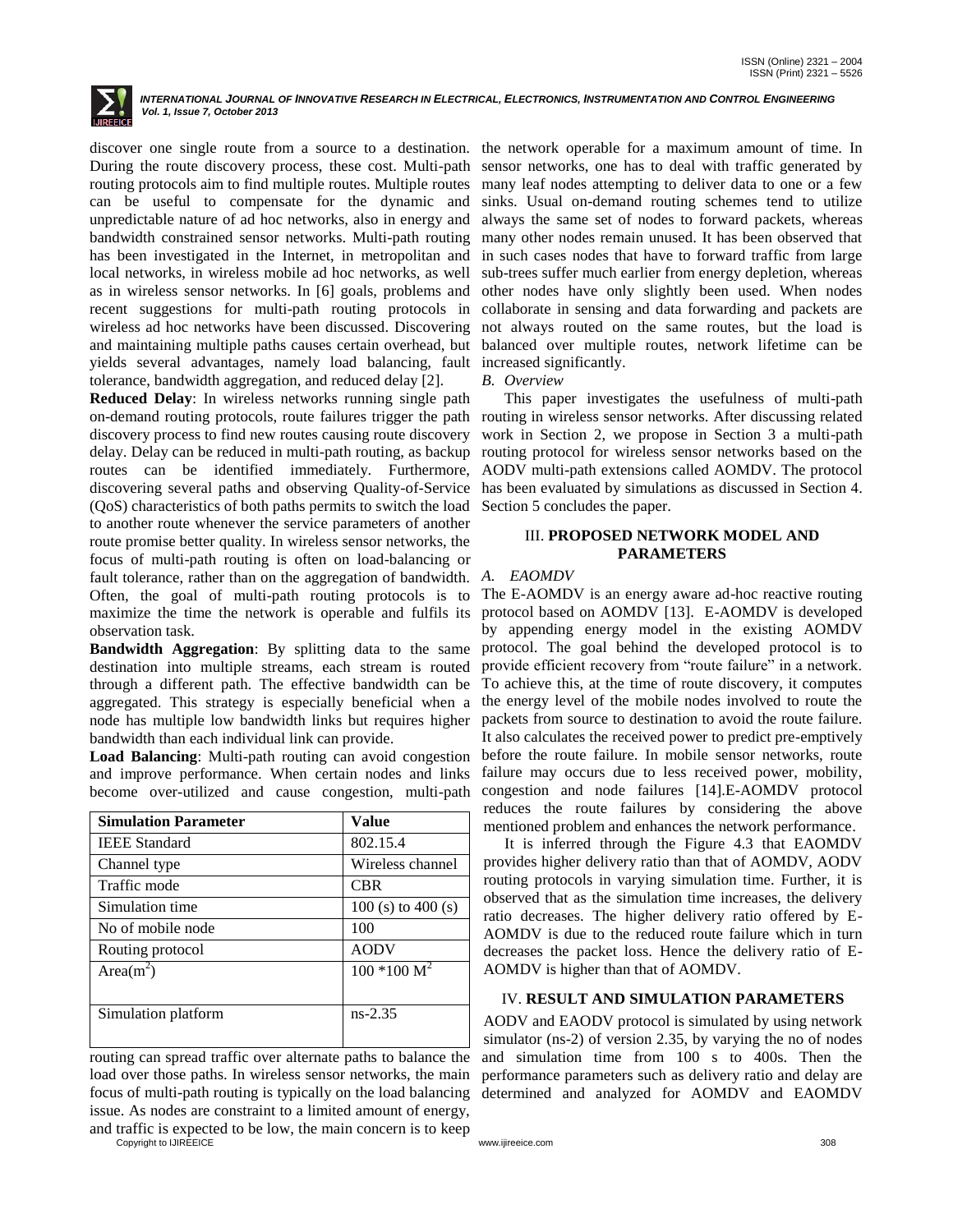discover one single route from a source to a destination. During the route discovery process, these cost. Multi-path routing protocols aim to find multiple routes. Multiple routes can be useful to compensate for the dynamic and unpredictable nature of ad hoc networks, also in energy and bandwidth constrained sensor networks. Multi-path routing has been investigated in the Internet, in metropolitan and local networks, in wireless mobile ad hoc networks, as well as in wireless sensor networks. In [6] goals, problems and recent suggestions for multi-path routing protocols in wireless ad hoc networks have been discussed. Discovering and maintaining multiple paths causes certain overhead, but yields several advantages, namely load balancing, fault tolerance, bandwidth aggregation, and reduced delay [2].

**Reduced Delay**: In wireless networks running single path on-demand routing protocols, route failures trigger the path discovery process to find new routes causing route discovery delay. Delay can be reduced in multi-path routing, as backup routes can be identified immediately. Furthermore, discovering several paths and observing Quality-of-Service (QoS) characteristics of both paths permits to switch the load to another route whenever the service parameters of another route promise better quality. In wireless sensor networks, the focus of multi-path routing is often on load-balancing or fault tolerance, rather than on the aggregation of bandwidth. Often, the goal of multi-path routing protocols is to maximize the time the network is operable and fulfils its observation task.

**Bandwidth Aggregation**: By splitting data to the same destination into multiple streams, each stream is routed through a different path. The effective bandwidth can be aggregated. This strategy is especially beneficial when a node has multiple low bandwidth links but requires higher bandwidth than each individual link can provide.

**Load Balancing**: Multi-path routing can avoid congestion and improve performance. When certain nodes and links become over-utilized and cause congestion, multi-path routing can spread traffic over alternate paths to balance the load over those paths. In wireless sensor networks, the main focus of multi-path routing is typically on the load balancing issue. As nodes are constraint to a limited amount of energy, and traffic is expected to be low, the main concern is to keep the network operable for a maximum amount of time. In sensor networks, one has to deal with traffic generated by many leaf nodes attempting to deliver data to one or a few sinks. Usual on-demand routing schemes tend to utilize always the same set of nodes to forward packets, whereas many other nodes remain unused. It has been observed that in such cases nodes that have to forward traffic from large sub-trees suffer much earlier from energy depletion, whereas other nodes have only slightly been used. When nodes collaborate in sensing and data forwarding and packets are not always routed on the same routes, but the load is balanced over multiple routes, network lifetime can be increased significantly.

| Simulation Parameter | Value |
|---|---|
| IEEE Standard | 802.15.4 |
| Channel type | Wireless channel |
| Traffic mode | CBR |
| Simulation time | 100 (s) to 400 (s) |
| No of mobile node | 100 |
| Routing protocol | AODV |
| Area($m^2$) | 100 *100 $M^2$ |
| Simulation platform | ns-2.35 |

*B. Overview*

This paper investigates the usefulness of multi-path routing in wireless sensor networks. After discussing related work in Section 2, we propose in Section 3 a multi-path routing protocol for wireless sensor networks based on the AODV multi-path extensions called AOMDV. The protocol has been evaluated by simulations as discussed in Section 4. Section 5 concludes the paper.

## III. PROPOSED NETWORK MODEL AND PARAMETERS

*A. EAOMDV*

The E-AOMDV is an energy aware ad-hoc reactive routing protocol based on AOMDV [13]. E-AOMDV is developed by appending energy model in the existing AOMDV protocol. The goal behind the developed protocol is to provide efficient recovery from "route failure" in a network. To achieve this, at the time of route discovery, it computes the energy level of the mobile nodes involved to route the packets from source to destination to avoid the route failure. It also calculates the received power to predict pre-emptively before the route failure. In mobile sensor networks, route failure may occurs due to less received power, mobility, congestion and node failures [14].E-AOMDV protocol reduces the route failures by considering the above mentioned problem and enhances the network performance.

It is inferred through the Figure 4.3 that EAOMDV provides higher delivery ratio than that of AOMDV, AODV routing protocols in varying simulation time. Further, it is observed that as the simulation time increases, the delivery ratio decreases. The higher delivery ratio offered by E-AOMDV is due to the reduced route failure which in turn decreases the packet loss. Hence the delivery ratio of E-AOMDV is higher than that of AOMDV.

## IV. RESULT AND SIMULATION PARAMETERS

AODV and EAODV protocol is simulated by using network simulator (ns-2) of version 2.35, by varying the no of nodes and simulation time from 100 s to 400s. Then the performance parameters such as delivery ratio and delay are determined and analyzed for AOMDV and EAOMDV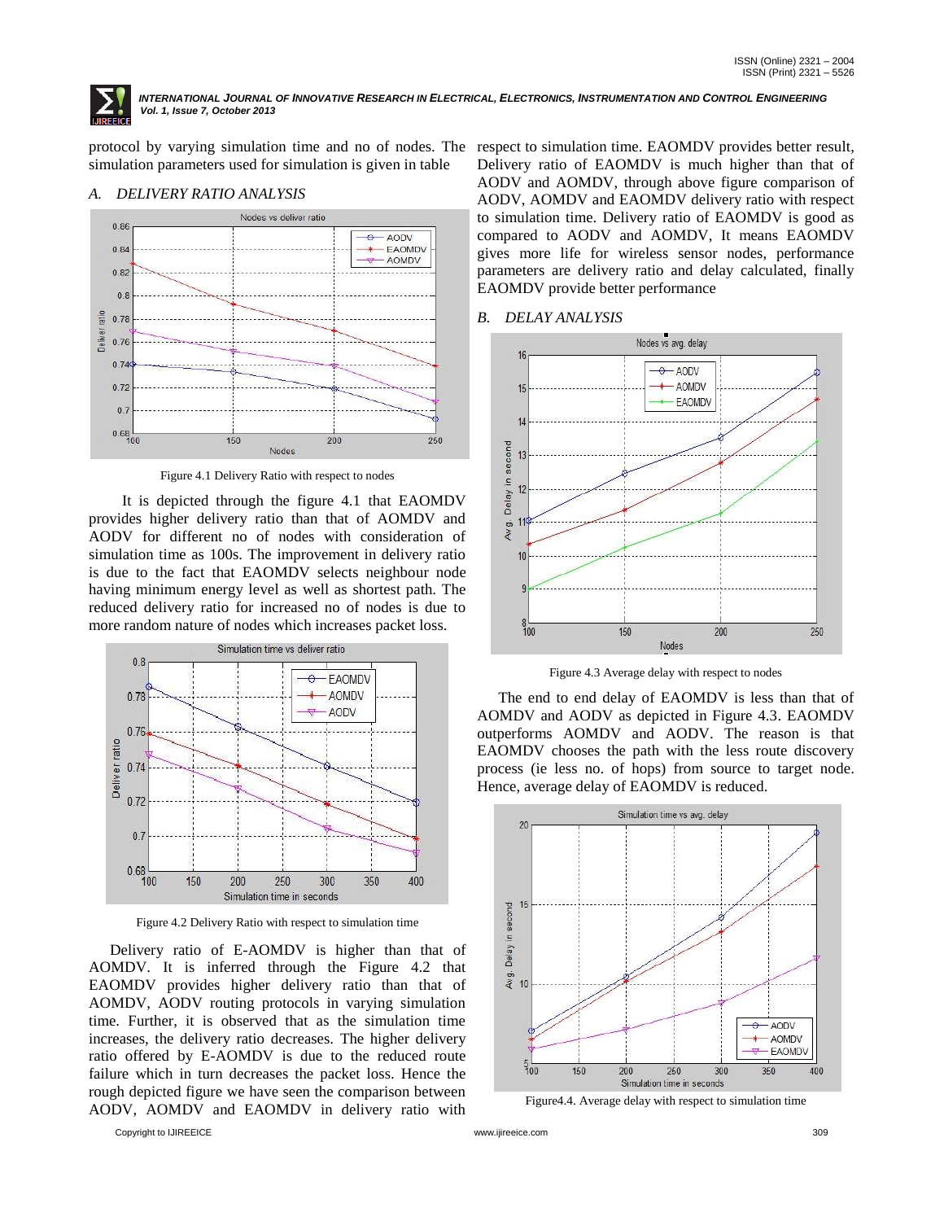protocol by varying simulation time and no of nodes. The simulation parameters used for simulation is given in table

### A. DELIVERY RATIO ANALYSIS

Figure 4.1 Delivery Ratio with respect to nodes

It is depicted through the figure 4.1 that EAOMDV provides higher delivery ratio than that of AOMDV and AODV for different no of nodes with consideration of simulation time as 100s. The improvement in delivery ratio is due to the fact that EAOMDV selects neighbour node having minimum energy level as well as shortest path. The reduced delivery ratio for increased no of nodes is due to more random nature of nodes which increases packet loss.

Figure 4.2 Delivery Ratio with respect to simulation time

Delivery ratio of E-AOMDV is higher than that of AOMDV. It is inferred through the Figure 4.2 that EAOMDV provides higher delivery ratio than that of AOMDV, AODV routing protocols in varying simulation time. Further, it is observed that as the simulation time increases, the delivery ratio decreases. The higher delivery ratio offered by E-AOMDV is due to the reduced route failure which in turn decreases the packet loss. Hence the rough depicted figure we have seen the comparison between AODV, AOMDV and EAOMDV in delivery ratio with respect to simulation time. EAOMDV provides better result, Delivery ratio of EAOMDV is much higher than that of AODV and AOMDV, through above figure comparison of AODV, AOMDV and EAOMDV delivery ratio with respect to simulation time. Delivery ratio of EAOMDV is good as compared to AODV and AOMDV, It means EAOMDV gives more life for wireless sensor nodes, performance parameters are delivery ratio and delay calculated, finally EAOMDV provide better performance

### B. DELAY ANALYSIS

Figure 4.3 Average delay with respect to nodes

The end to end delay of EAOMDV is less than that of AOMDV and AODV as depicted in Figure 4.3. EAOMDV outperforms AOMDV and AODV. The reason is that EAOMDV chooses the path with the less route discovery process (ie less no. of hops) from source to target node. Hence, average delay of EAOMDV is reduced.

Figure4.4. Average delay with respect to simulation time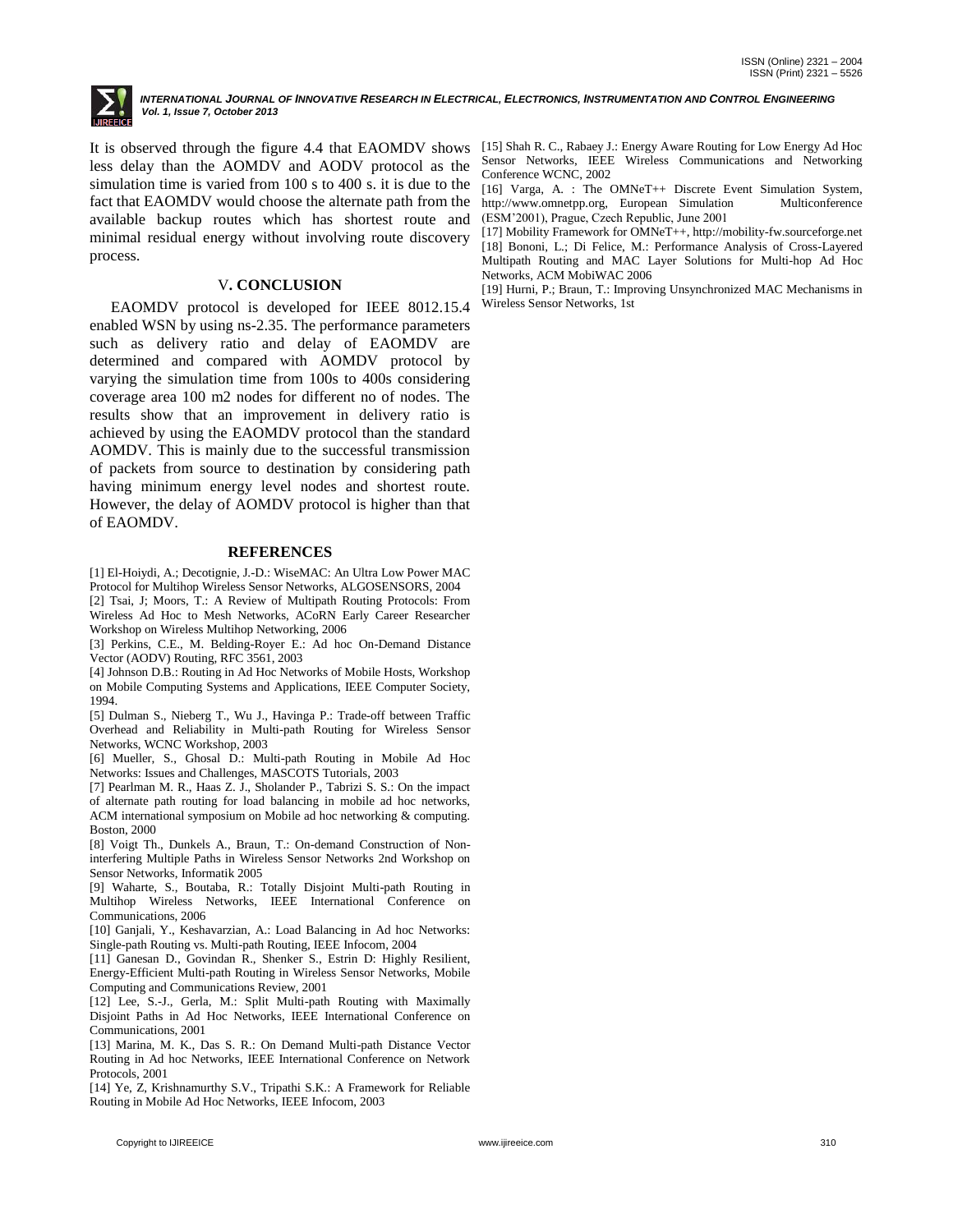It is observed through the figure 4.4 that EAOMDV shows less delay than the AOMDV and AODV protocol as the simulation time is varied from 100 s to 400 s. it is due to the fact that EAOMDV would choose the alternate path from the available backup routes which has shortest route and minimal residual energy without involving route discovery process.

## V. CONCLUSION

EAOMDV protocol is developed for IEEE 8012.15.4 enabled WSN by using ns-2.35. The performance parameters such as delivery ratio and delay of EAOMDV are determined and compared with AOMDV protocol by varying the simulation time from 100s to 400s considering coverage area 100 m2 nodes for different no of nodes. The results show that an improvement in delivery ratio is achieved by using the EAOMDV protocol than the standard AOMDV. This is mainly due to the successful transmission of packets from source to destination by considering path having minimum energy level nodes and shortest route. However, the delay of AOMDV protocol is higher than that of EAOMDV.

## REFERENCES

[1] El-Hoiydi, A.; Decotignie, J.-D.: WiseMAC: An Ultra Low Power MAC Protocol for Multihop Wireless Sensor Networks, ALGOSENSORS, 2004

[2] Tsai, J; Moors, T.: A Review of Multipath Routing Protocols: From Wireless Ad Hoc to Mesh Networks, ACoRN Early Career Researcher Workshop on Wireless Multihop Networking, 2006

[3] Perkins, C.E., M. Belding-Royer E.: Ad hoc On-Demand Distance Vector (AODV) Routing, RFC 3561, 2003

[4] Johnson D.B.: Routing in Ad Hoc Networks of Mobile Hosts, Workshop on Mobile Computing Systems and Applications, IEEE Computer Society, 1994.

[5] Dulman S., Nieberg T., Wu J., Havinga P.: Trade-off between Traffic Overhead and Reliability in Multi-path Routing for Wireless Sensor Networks, WCNC Workshop, 2003

[6] Mueller, S., Ghosal D.: Multi-path Routing in Mobile Ad Hoc Networks: Issues and Challenges, MASCOTS Tutorials, 2003

[7] Pearlman M. R., Haas Z. J., Sholander P., Tabrizi S. S.: On the impact of alternate path routing for load balancing in mobile ad hoc networks, ACM international symposium on Mobile ad hoc networking & computing. Boston, 2000

[8] Voigt Th., Dunkels A., Braun, T.: On-demand Construction of Non-interfering Multiple Paths in Wireless Sensor Networks 2nd Workshop on Sensor Networks, Informatik 2005

[9] Waharte, S., Boutaba, R.: Totally Disjoint Multi-path Routing in Multihop Wireless Networks, IEEE International Conference on Communications, 2006

[10] Ganjali, Y., Keshavarzian, A.: Load Balancing in Ad hoc Networks: Single-path Routing vs. Multi-path Routing, IEEE Infocom, 2004

[11] Ganesan D., Govindan R., Shenker S., Estrin D: Highly Resilient, Energy-Efficient Multi-path Routing in Wireless Sensor Networks, Mobile Computing and Communications Review, 2001

[12] Lee, S.-J., Gerla, M.: Split Multi-path Routing with Maximally Disjoint Paths in Ad Hoc Networks, IEEE International Conference on Communications, 2001

[13] Marina, M. K., Das S. R.: On Demand Multi-path Distance Vector Routing in Ad hoc Networks, IEEE International Conference on Network Protocols, 2001

[14] Ye, Z, Krishnamurthy S.V., Tripathi S.K.: A Framework for Reliable Routing in Mobile Ad Hoc Networks, IEEE Infocom, 2003

[15] Shah R. C., Rabaey J.: Energy Aware Routing for Low Energy Ad Hoc Sensor Networks, IEEE Wireless Communications and Networking Conference WCNC, 2002

[16] Varga, A. : The OMNeT++ Discrete Event Simulation System, http://www.omnetpp.org, European Simulation Multiconference (ESM'2001), Prague, Czech Republic, June 2001

[17] Mobility Framework for OMNeT++, http://mobility-fw.sourceforge.net

[18] Bononi, L.; Di Felice, M.: Performance Analysis of Cross-Layered Multipath Routing and MAC Layer Solutions for Multi-hop Ad Hoc Networks, ACM MobiWAC 2006

[19] Hurni, P.; Braun, T.: Improving Unsynchronized MAC Mechanisms in Wireless Sensor Networks, 1st